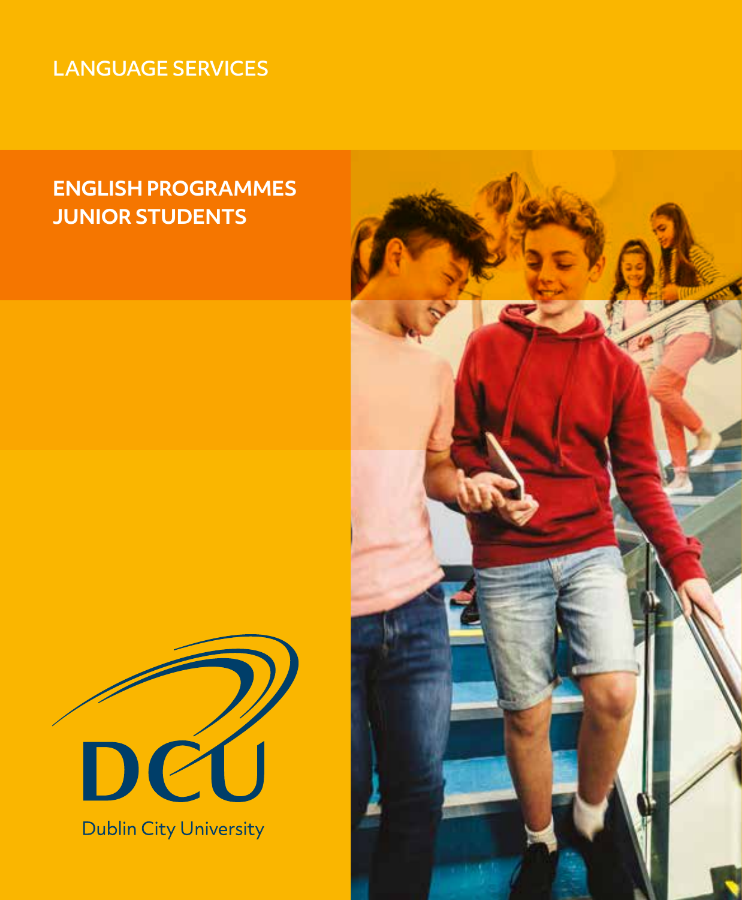LANGUAGE SERVICES

# ENGLISH PROGRAMMES JUNIOR STUDENTS

Dublin City University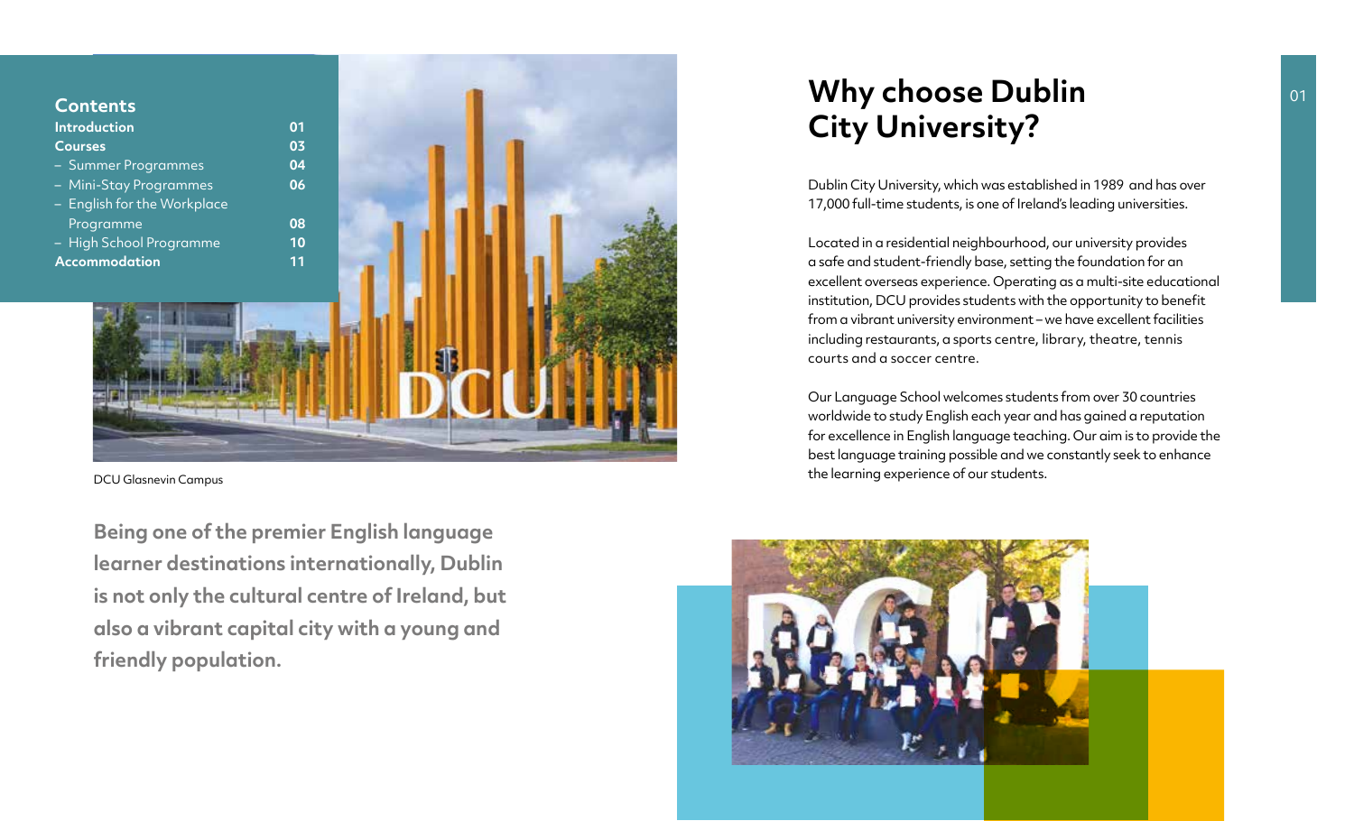## Contents

| | |
|---|---|
| **Introduction** | **01** |
| **Courses** | **03** |
| – Summer Programmes | **04** |
| – Mini-Stay Programmes | **06** |
| – English for the Workplace Programme | **08** |
| – High School Programme | **10** |
| **Accommodation** | **11** |

DCU Glasnevin Campus

**Being one of the premier English language learner destinations internationally, Dublin is not only the cultural centre of Ireland, but also a vibrant capital city with a young and friendly population.**

# Why choose Dublin City University?

Dublin City University, which was established in 1989 and has over 17,000 full-time students, is one of Ireland's leading universities.

Located in a residential neighbourhood, our university provides a safe and student-friendly base, setting the foundation for an excellent overseas experience. Operating as a multi-site educational institution, DCU provides students with the opportunity to benefit from a vibrant university environment – we have excellent facilities including restaurants, a sports centre, library, theatre, tennis courts and a soccer centre.

Our Language School welcomes students from over 30 countries worldwide to study English each year and has gained a reputation for excellence in English language teaching. Our aim is to provide the best language training possible and we constantly seek to enhance the learning experience of our students.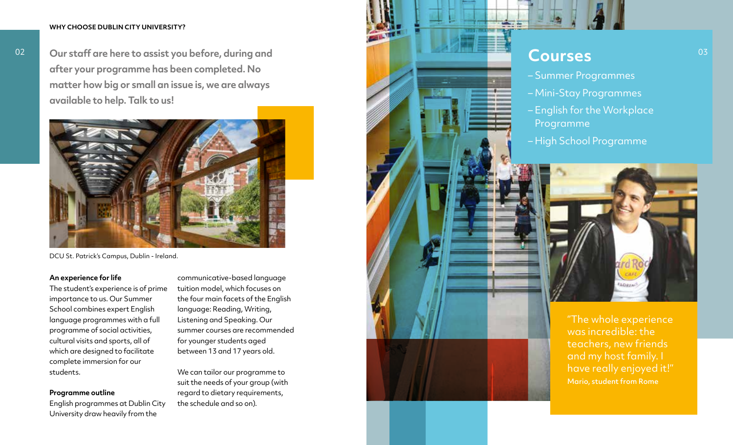WHY CHOOSE DUBLIN CITY UNIVERSITY?

**Our staff are here to assist you before, during and after your programme has been completed. No matter how big or small an issue is, we are always available to help. Talk to us!**

DCU St. Patrick's Campus, Dublin - Ireland.

**An experience for life**

The student's experience is of prime importance to us. Our Summer School combines expert English language programmes with a full programme of social activities, cultural visits and sports, all of which are designed to facilitate complete immersion for our students.

**Programme outline**

English programmes at Dublin City University draw heavily from the communicative-based language tuition model, which focuses on the four main facets of the English language: Reading, Writing, Listening and Speaking. Our summer courses are recommended for younger students aged between 13 and 17 years old.

We can tailor our programme to suit the needs of your group (with regard to dietary requirements, the schedule and so on).

## Courses

- Summer Programmes
- Mini-Stay Programmes
- English for the Workplace Programme
- High School Programme

"The whole experience was incredible: the teachers, new friends and my host family. I have really enjoyed it!"

**Mario, student from Rome**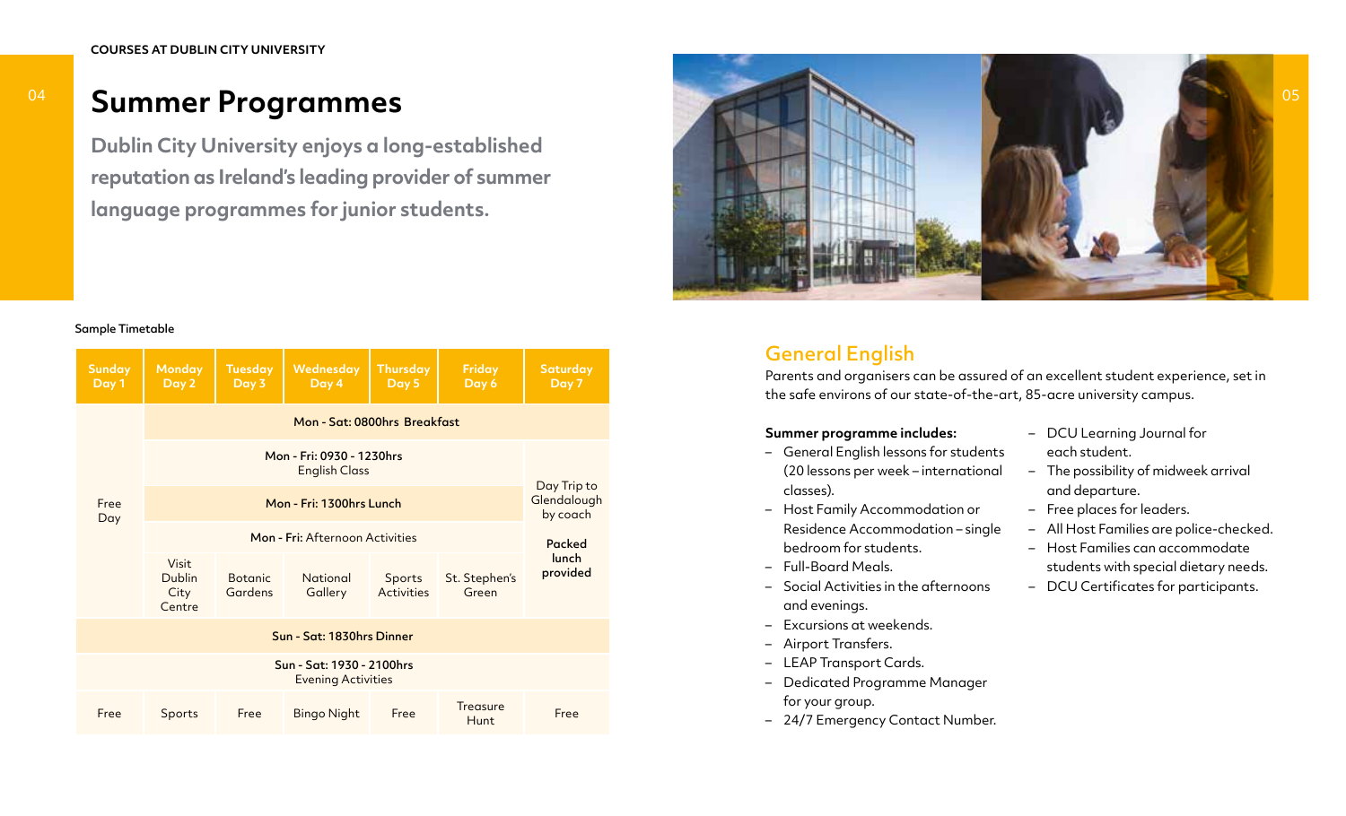# Summer Programmes

**Dublin City University enjoys a long-established reputation as Ireland's leading provider of summer language programmes for junior students.**

Sample Timetable

| Sunday Day 1 | Monday Day 2 | Tuesday Day 3 | Wednesday Day 4 | Thursday Day 5 | Friday Day 6 | Saturday Day 7 |
|---|---|---|---|---|---|---|
| Free Day | Mon - Sat: 0800hrs Breakfast | | | | | |
| | Mon - Fri: 0930 - 1230hrs English Class | | | | | Day Trip to Glendalough by coach |
| | Mon - Fri: 1300hrs Lunch | | | | | |
| | Mon - Fri: Afternoon Activities | | | | | **Packed lunch provided** |
| | Visit Dublin City Centre | Botanic Gardens | National Gallery | Sports Activities | St. Stephen's Green | |
| Sun - Sat: 1830hrs Dinner | | | | | | |
| Sun - Sat: 1930 - 2100hrs Evening Activities | | | | | | |
| Free | Sports | Free | Bingo Night | Free | Treasure Hunt | Free |

## General English

Parents and organisers can be assured of an excellent student experience, set in the safe environs of our state-of-the-art, 85-acre university campus.

**Summer programme includes:**

- General English lessons for students (20 lessons per week – international classes).
- Host Family Accommodation or Residence Accommodation – single bedroom for students.
- Full-Board Meals.
- Social Activities in the afternoons and evenings.
- Excursions at weekends.
- Airport Transfers.
- LEAP Transport Cards.
- Dedicated Programme Manager for your group.
- 24/7 Emergency Contact Number.
- DCU Learning Journal for each student.
- The possibility of midweek arrival and departure.
- Free places for leaders.
- All Host Families are police-checked.
- Host Families can accommodate students with special dietary needs.
- DCU Certificates for participants.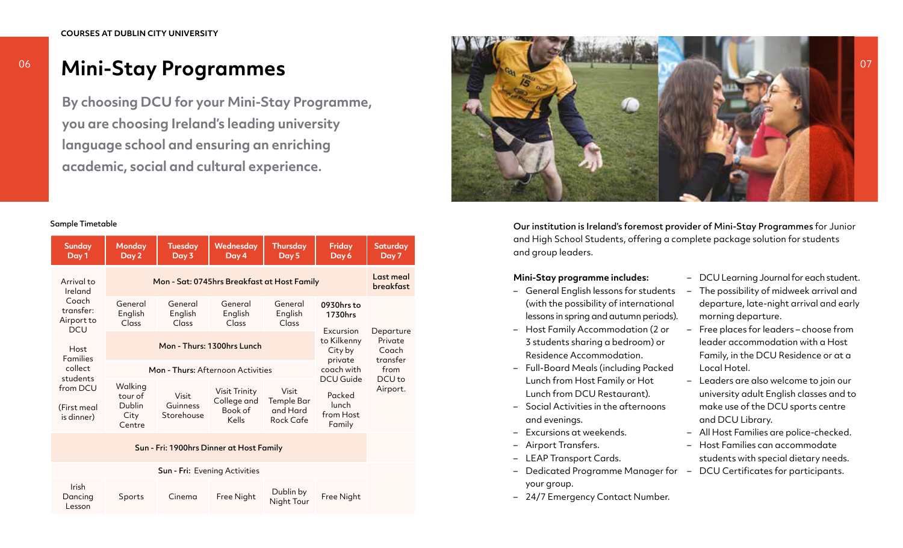COURSES AT DUBLIN CITY UNIVERSITY

# Mini-Stay Programmes

**By choosing DCU for your Mini-Stay Programme, you are choosing Ireland's leading university language school and ensuring an enriching academic, social and cultural experience.**

Sample Timetable

| Sunday Day 1 | Monday Day 2 | Tuesday Day 3 | Wednesday Day 4 | Thursday Day 5 | Friday Day 6 | Saturday Day 7 |
|---|---|---|---|---|---|---|
| Arrival to Ireland. Coach transfer: Airport to DCU. Host Families collect students from DCU (First meal is dinner) | Mon - Sat: 0745hrs Breakfast at Host Family | | | | | Last meal breakfast |
| | General English Class | General English Class | General English Class | General English Class | 0930hrs to 1730hrs. Excursion to Kilkenny City by private coach with DCU Guide. Packed lunch from Host Family | Departure. Private Coach transfer from DCU to Airport. |
| | Mon - Thurs: 1300hrs Lunch | | | | | |
| | Mon - Thurs: Afternoon Activities | | | | | |
| | Walking tour of Dublin City Centre | Visit Guinness Storehouse | Visit Trinity College and Book of Kells | Visit Temple Bar and Hard Rock Cafe | | |
| Sun - Fri: 1900hrs Dinner at Host Family | | | | | | |
| Sun - Fri: Evening Activities | | | | | | |
| Irish Dancing Lesson | Sports | Cinema | Free Night | Dublin by Night Tour | Free Night | |

**Our institution is Ireland's foremost provider of Mini-Stay Programmes** for Junior and High School Students, offering a complete package solution for students and group leaders.

**Mini-Stay programme includes:**

- General English lessons for students (with the possibility of international lessons in spring and autumn periods).
- Host Family Accommodation (2 or 3 students sharing a bedroom) or Residence Accommodation.
- Full-Board Meals (including Packed Lunch from Host Family or Hot Lunch from DCU Restaurant).
- Social Activities in the afternoons and evenings.
- Excursions at weekends.
- Airport Transfers.
- LEAP Transport Cards.
- Dedicated Programme Manager for your group.
- 24/7 Emergency Contact Number.
- DCU Learning Journal for each student.
- The possibility of midweek arrival and departure, late-night arrival and early morning departure.
- Free places for leaders – choose from leader accommodation with a Host Family, in the DCU Residence or at a Local Hotel.
- Leaders are also welcome to join our university adult English classes and to make use of the DCU sports centre and DCU Library.
- All Host Families are police-checked.
- Host Families can accommodate students with special dietary needs.
- DCU Certificates for participants.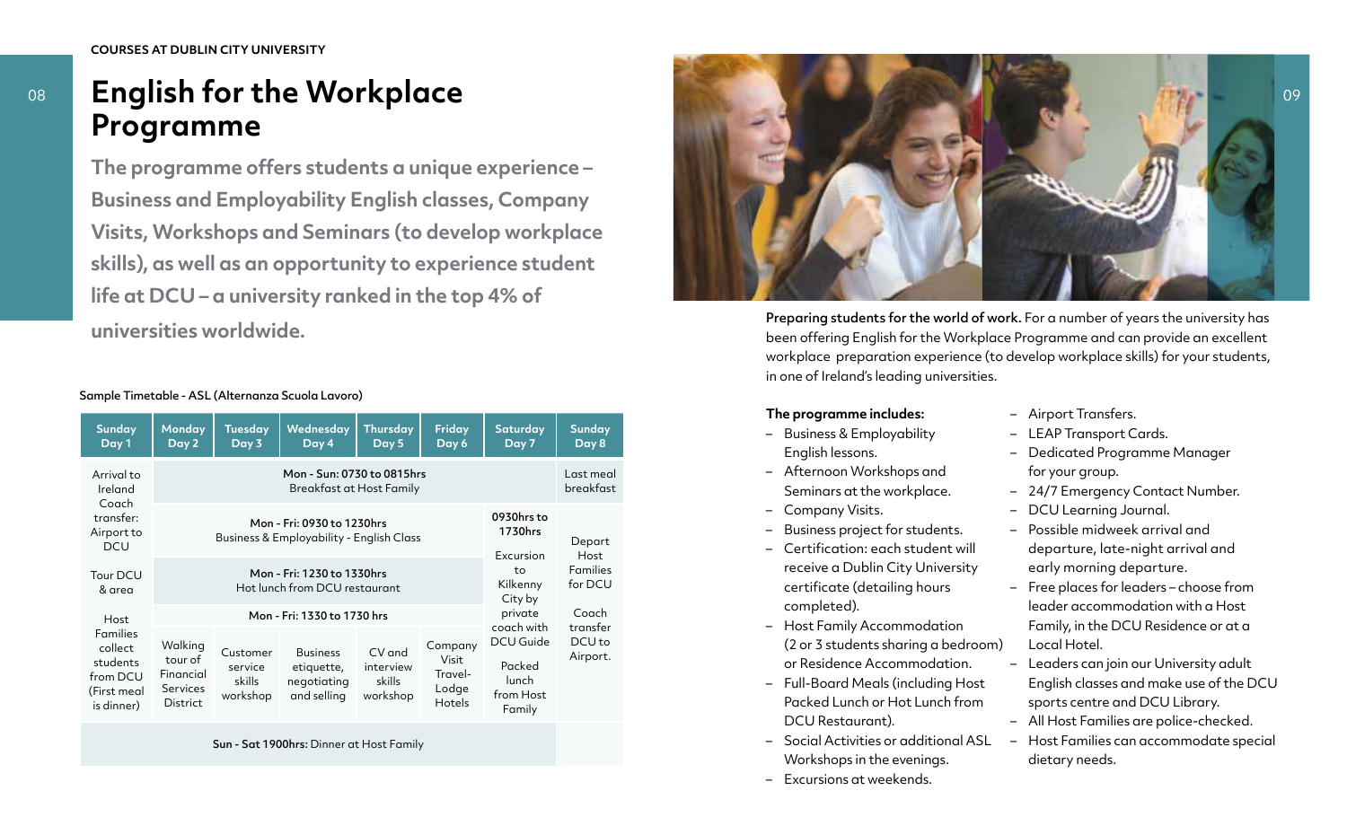COURSES AT DUBLIN CITY UNIVERSITY

# English for the Workplace Programme

**The programme offers students a unique experience – Business and Employability English classes, Company Visits, Workshops and Seminars (to develop workplace skills), as well as an opportunity to experience student life at DCU – a university ranked in the top 4% of universities worldwide.**

Sample Timetable - ASL (Alternanza Scuola Lavoro)

| Sunday Day 1 | Monday Day 2 | Tuesday Day 3 | Wednesday Day 4 | Thursday Day 5 | Friday Day 6 | Saturday Day 7 | Sunday Day 8 |
|---|---|---|---|---|---|---|---|
| Arrival to Ireland Coach transfer: Airport to DCU | **Mon - Sun: 0730 to 0815hrs** Breakfast at Host Family | | | | | | Last meal breakfast |
| | **Mon - Fri: 0930 to 1230hrs** Business & Employability - English Class | | | | | 0930hrs to 1730hrs Excursion to Kilkenny City by private coach with DCU Guide Packed lunch from Host Family | Depart Host Families for DCU Coach transfer DCU to Airport. |
| Tour DCU & area | **Mon - Fri: 1230 to 1330hrs** Hot lunch from DCU restaurant | | | | | | |
| Host Families collect students from DCU (First meal is dinner) | **Mon - Fri: 1330 to 1730 hrs** | | | | | | |
| | Walking tour of Financial Services District | Customer service skills workshop | Business etiquette, negotiating and selling | CV and interview skills workshop | Company Visit Travel-Lodge Hotels | | |
| **Sun - Sat 1900hrs:** Dinner at Host Family | | | | | | | |

**Preparing students for the world of work.** For a number of years the university has been offering English for the Workplace Programme and can provide an excellent workplace preparation experience (to develop workplace skills) for your students, in one of Ireland's leading universities.

**The programme includes:**

- Business & Employability English lessons.
- Afternoon Workshops and Seminars at the workplace.
- Company Visits.
- Business project for students.
- Certification: each student will receive a Dublin City University certificate (detailing hours completed).
- Host Family Accommodation (2 or 3 students sharing a bedroom) or Residence Accommodation.
- Full-Board Meals (including Host Packed Lunch or Hot Lunch from DCU Restaurant).
- Social Activities or additional ASL Workshops in the evenings.
- Excursions at weekends.
- Airport Transfers.
- LEAP Transport Cards.
- Dedicated Programme Manager for your group.
- 24/7 Emergency Contact Number.
- DCU Learning Journal.
- Possible midweek arrival and departure, late-night arrival and early morning departure.
- Free places for leaders – choose from leader accommodation with a Host Family, in the DCU Residence or at a Local Hotel.
- Leaders can join our University adult English classes and make use of the DCU sports centre and DCU Library.
- All Host Families are police-checked.
- Host Families can accommodate special dietary needs.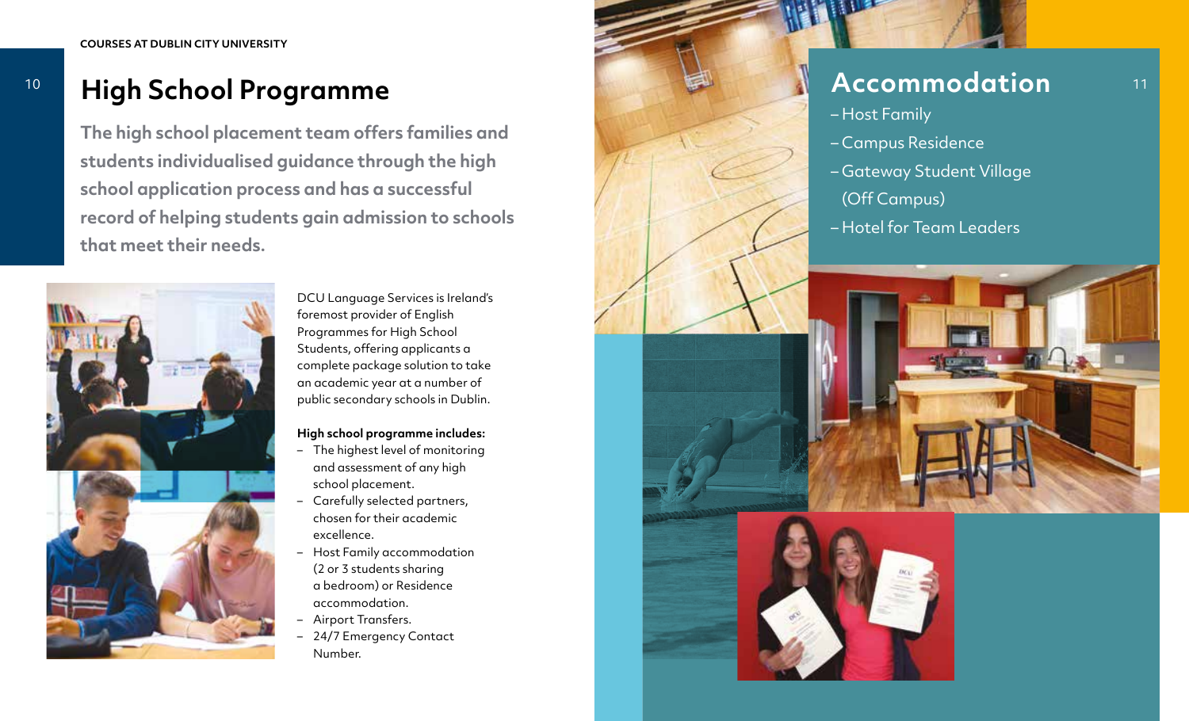## High School Programme

**The high school placement team offers families and students individualised guidance through the high school application process and has a successful record of helping students gain admission to schools that meet their needs.**

DCU Language Services is Ireland's foremost provider of English Programmes for High School Students, offering applicants a complete package solution to take an academic year at a number of public secondary schools in Dublin.

**High school programme includes:**

- The highest level of monitoring and assessment of any high school placement.
- Carefully selected partners, chosen for their academic excellence.
- Host Family accommodation (2 or 3 students sharing a bedroom) or Residence accommodation.
- Airport Transfers.
- 24/7 Emergency Contact Number.

## Accommodation

- Host Family
- Campus Residence
- Gateway Student Village (Off Campus)
- Hotel for Team Leaders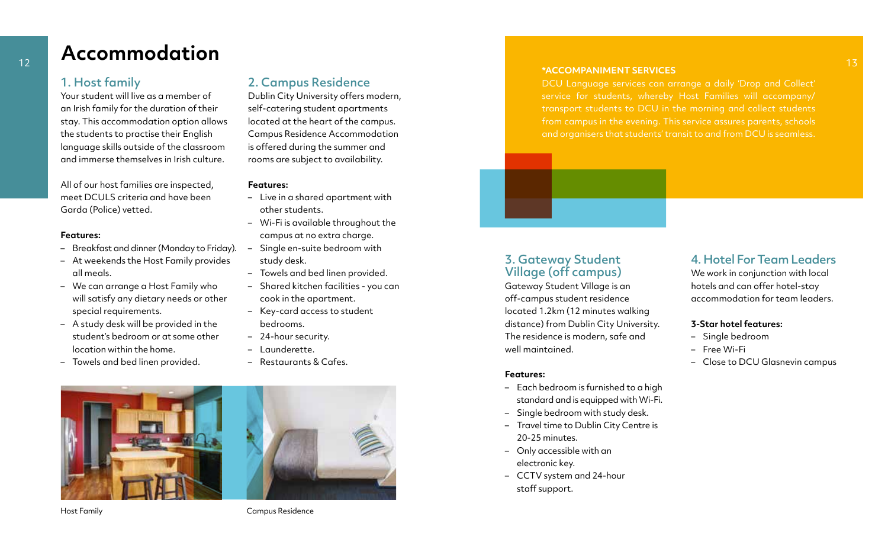# Accommodation

## 1. Host family

Your student will live as a member of an Irish family for the duration of their stay. This accommodation option allows the students to practise their English language skills outside of the classroom and immerse themselves in Irish culture.

All of our host families are inspected, meet DCULS criteria and have been Garda (Police) vetted.

**Features:**

- Breakfast and dinner (Monday to Friday).
- At weekends the Host Family provides all meals.
- We can arrange a Host Family who will satisfy any dietary needs or other special requirements.
- A study desk will be provided in the student's bedroom or at some other location within the home.
- Towels and bed linen provided.

## 2. Campus Residence

Dublin City University offers modern, self-catering student apartments located at the heart of the campus. Campus Residence Accommodation is offered during the summer and rooms are subject to availability.

**Features:**

- Live in a shared apartment with other students.
- Wi-Fi is available throughout the campus at no extra charge.
- Single en-suite bedroom with study desk.
- Towels and bed linen provided.
- Shared kitchen facilities - you can cook in the apartment.
- Key-card access to student bedrooms.
- 24-hour security.
- Launderette.
- Restaurants & Cafes.

Host Family

Campus Residence

**\*ACCOMPANIMENT SERVICES**

DCU Language services can arrange a daily 'Drop and Collect' service for students, whereby Host Families will accompany/transport students to DCU in the morning and collect students from campus in the evening. This service assures parents, schools and organisers that students' transit to and from DCU is seamless.

## 3. Gateway Student Village (off campus)

Gateway Student Village is an off-campus student residence located 1.2km (12 minutes walking distance) from Dublin City University. The residence is modern, safe and well maintained.

**Features:**

- Each bedroom is furnished to a high standard and is equipped with Wi-Fi.
- Single bedroom with study desk.
- Travel time to Dublin City Centre is 20-25 minutes.
- Only accessible with an electronic key.
- CCTV system and 24-hour staff support.

## 4. Hotel For Team Leaders

We work in conjunction with local hotels and can offer hotel-stay accommodation for team leaders.

**3-Star hotel features:**

- Single bedroom
- Free Wi-Fi
- Close to DCU Glasnevin campus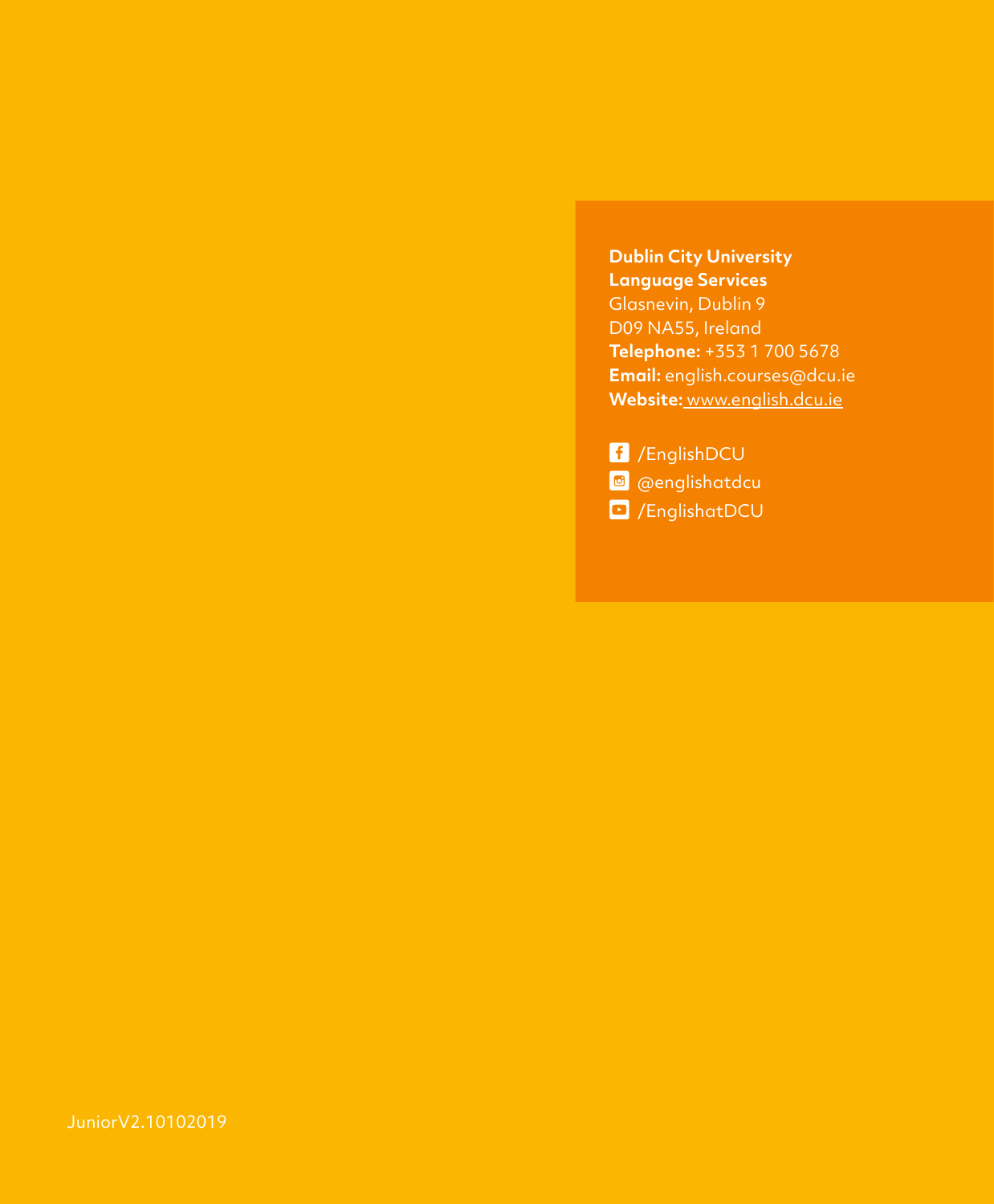**Dublin City University**
**Language Services**
Glasnevin, Dublin 9
D09 NA55, Ireland
**Telephone:** +353 1 700 5678
**Email:** english.courses@dcu.ie
**Website:** www.english.dcu.ie

/EnglishDCU
@englishatdcu
/EnglishatDCU

JuniorV2.10102019